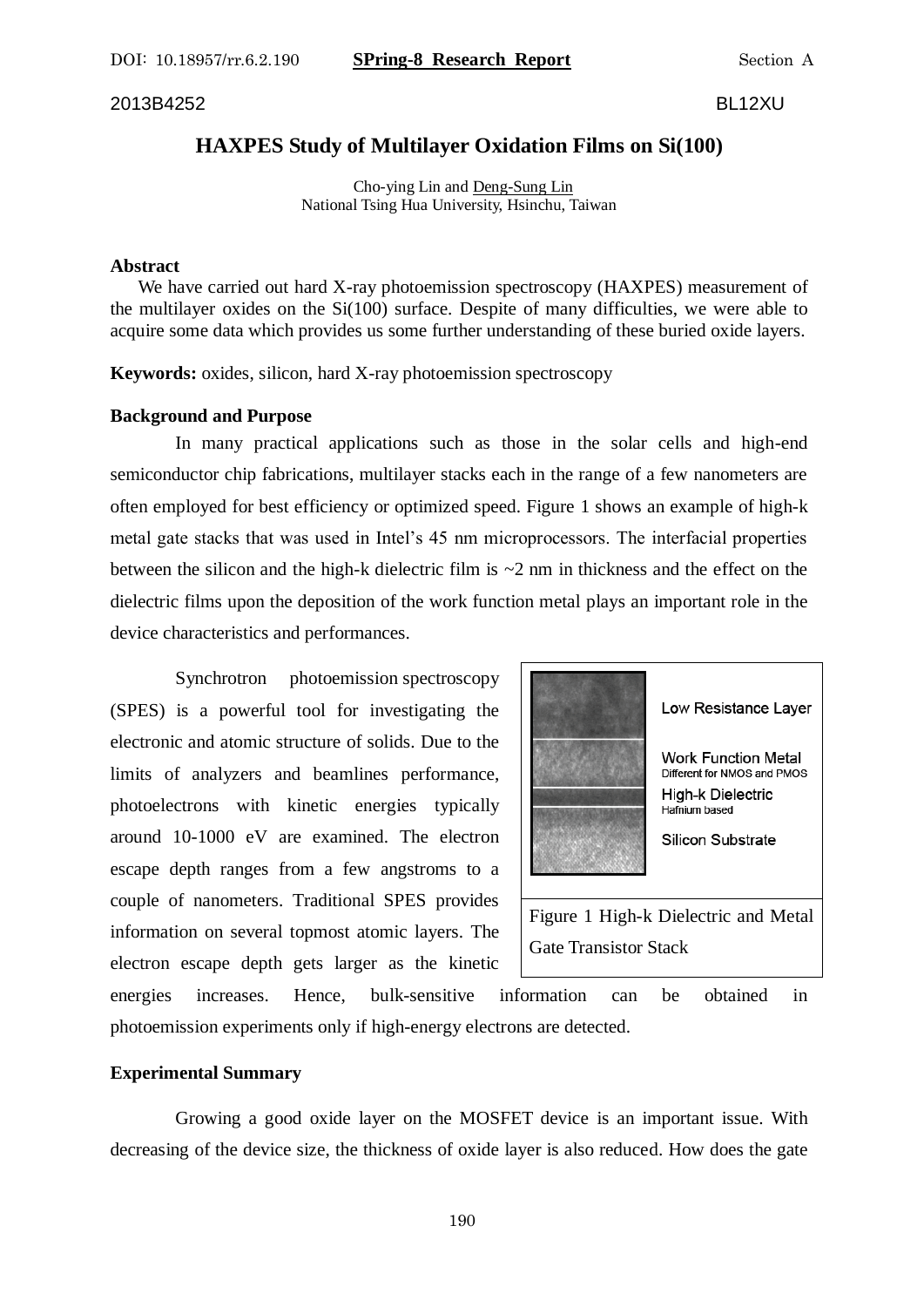2013B4252 BL12XU

# HAXPES Study of Multilayer Oxidation Films on Si(100)

Cho-ying Lin and Deng-Sung Lin
National Tsing Hua University, Hsinchu, Taiwan

## Abstract

We have carried out hard X-ray photoemission spectroscopy (HAXPES) measurement of the multilayer oxides on the Si(100) surface. Despite of many difficulties, we were able to acquire some data which provides us some further understanding of these buried oxide layers.

**Keywords:** oxides, silicon, hard X-ray photoemission spectroscopy

## Background and Purpose

In many practical applications such as those in the solar cells and high-end semiconductor chip fabrications, multilayer stacks each in the range of a few nanometers are often employed for best efficiency or optimized speed. Figure 1 shows an example of high-k metal gate stacks that was used in Intel's 45 nm microprocessors. The interfacial properties between the silicon and the high-k dielectric film is ~2 nm in thickness and the effect on the dielectric films upon the deposition of the work function metal plays an important role in the device characteristics and performances.

Synchrotron photoemission spectroscopy (SPES) is a powerful tool for investigating the electronic and atomic structure of solids. Due to the limits of analyzers and beamlines performance, photoelectrons with kinetic energies typically around 10-1000 eV are examined. The electron escape depth ranges from a few angstroms to a couple of nanometers. Traditional SPES provides information on several topmost atomic layers. The electron escape depth gets larger as the kinetic energies increases. Hence, bulk-sensitive information can be obtained in photoemission experiments only if high-energy electrons are detected.

Low Resistance Layer
Work Function Metal
Different for NMOS and PMOS
High-k Dielectric
Hafnium based
Silicon Substrate

Figure 1 High-k Dielectric and Metal Gate Transistor Stack

## Experimental Summary

Growing a good oxide layer on the MOSFET device is an important issue. With decreasing of the device size, the thickness of oxide layer is also reduced. How does the gate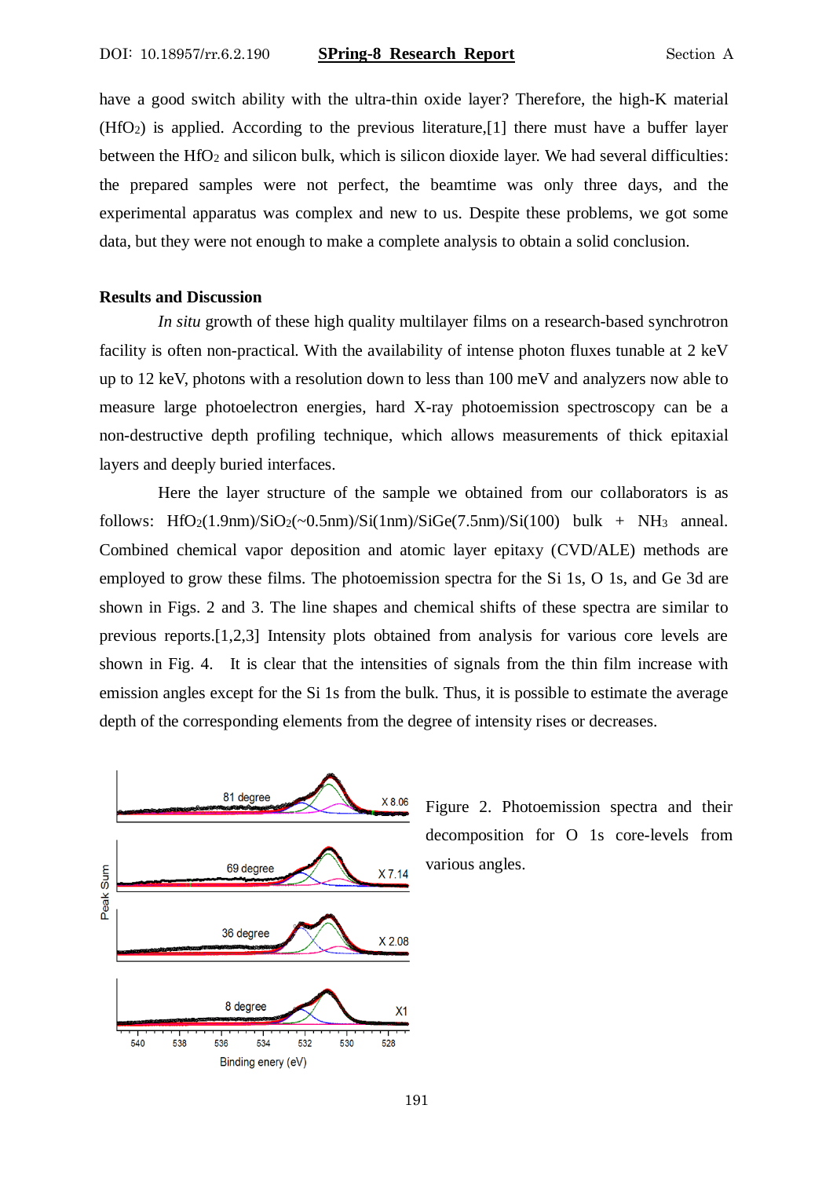have a good switch ability with the ultra-thin oxide layer? Therefore, the high-K material ($HfO_2$) is applied. According to the previous literature,[1] there must have a buffer layer between the $HfO_2$ and silicon bulk, which is silicon dioxide layer. We had several difficulties: the prepared samples were not perfect, the beamtime was only three days, and the experimental apparatus was complex and new to us. Despite these problems, we got some data, but they were not enough to make a complete analysis to obtain a solid conclusion.

**Results and Discussion**

*In situ* growth of these high quality multilayer films on a research-based synchrotron facility is often non-practical. With the availability of intense photon fluxes tunable at 2 keV up to 12 keV, photons with a resolution down to less than 100 meV and analyzers now able to measure large photoelectron energies, hard X-ray photoemission spectroscopy can be a non-destructive depth profiling technique, which allows measurements of thick epitaxial layers and deeply buried interfaces.

Here the layer structure of the sample we obtained from our collaborators is as follows: $HfO_2$(1.9nm)/$SiO_2$(~0.5nm)/Si(1nm)/SiGe(7.5nm)/Si(100) bulk + $NH_3$ anneal. Combined chemical vapor deposition and atomic layer epitaxy (CVD/ALE) methods are employed to grow these films. The photoemission spectra for the Si 1s, O 1s, and Ge 3d are shown in Figs. 2 and 3. The line shapes and chemical shifts of these spectra are similar to previous reports.[1,2,3] Intensity plots obtained from analysis for various core levels are shown in Fig. 4. It is clear that the intensities of signals from the thin film increase with emission angles except for the Si 1s from the bulk. Thus, it is possible to estimate the average depth of the corresponding elements from the degree of intensity rises or decreases.

Figure 2. Photoemission spectra and their decomposition for O 1s core-levels from various angles.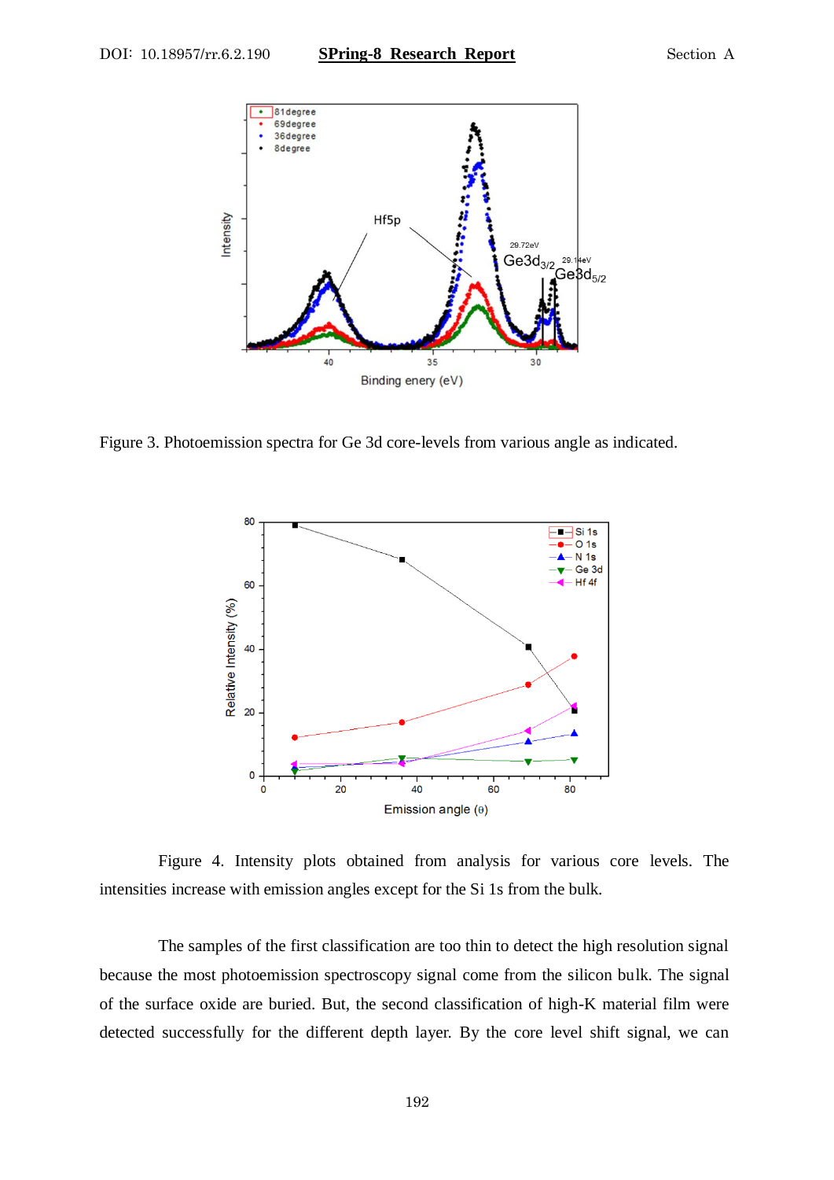Figure 3. Photoemission spectra for Ge 3d core-levels from various angle as indicated.

Figure 4. Intensity plots obtained from analysis for various core levels. The intensities increase with emission angles except for the Si 1s from the bulk.

The samples of the first classification are too thin to detect the high resolution signal because the most photoemission spectroscopy signal come from the silicon bulk. The signal of the surface oxide are buried. But, the second classification of high-K material film were detected successfully for the different depth layer. By the core level shift signal, we can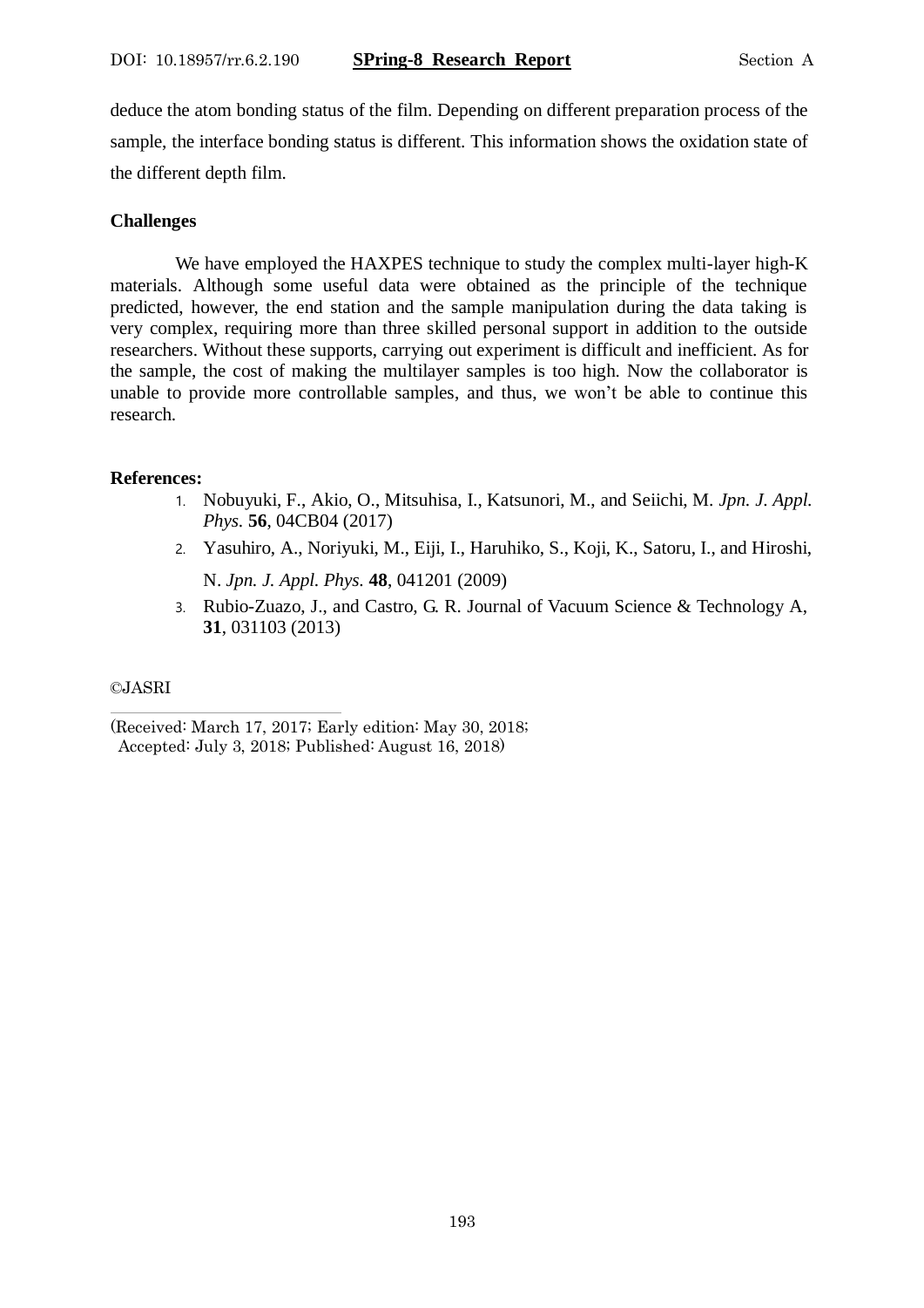deduce the atom bonding status of the film. Depending on different preparation process of the sample, the interface bonding status is different. This information shows the oxidation state of the different depth film.

**Challenges**

We have employed the HAXPES technique to study the complex multi-layer high-K materials. Although some useful data were obtained as the principle of the technique predicted, however, the end station and the sample manipulation during the data taking is very complex, requiring more than three skilled personal support in addition to the outside researchers. Without these supports, carrying out experiment is difficult and inefficient. As for the sample, the cost of making the multilayer samples is too high. Now the collaborator is unable to provide more controllable samples, and thus, we won't be able to continue this research.

**References:**

1. Nobuyuki, F., Akio, O., Mitsuhisa, I., Katsunori, M., and Seiichi, M. *Jpn. J. Appl. Phys.* **56**, 04CB04 (2017)
2. Yasuhiro, A., Noriyuki, M., Eiji, I., Haruhiko, S., Koji, K., Satoru, I., and Hiroshi, N. *Jpn. J. Appl. Phys.* **48**, 041201 (2009)
3. Rubio-Zuazo, J., and Castro, G. R. Journal of Vacuum Science & Technology A, **31**, 031103 (2013)

©JASRI

(Received: March 17, 2017; Early edition: May 30, 2018;
Accepted: July 3, 2018; Published: August 16, 2018)